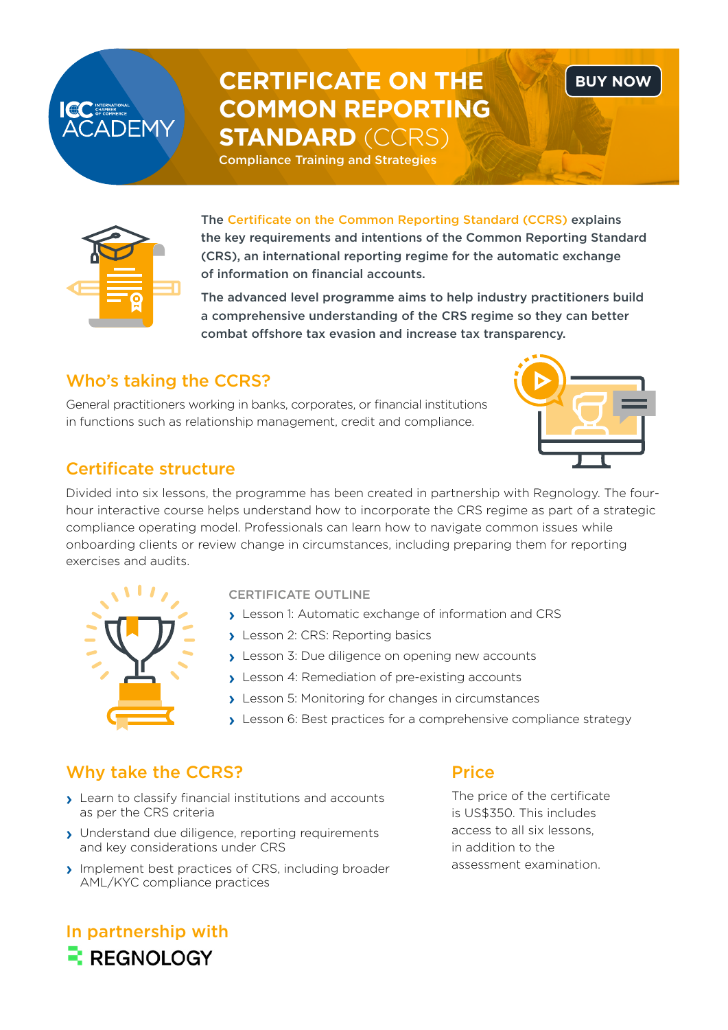ICC INTERNATIONAL CHAMBER OF COMMERCE ACADEMY

# CERTIFICATE ON THE COMMON REPORTING STANDARD (CCRS)

Compliance Training and Strategies

BUY NOW

**The Certificate on the Common Reporting Standard (CCRS) explains the key requirements and intentions of the Common Reporting Standard (CRS), an international reporting regime for the automatic exchange of information on financial accounts.**

**The advanced level programme aims to help industry practitioners build a comprehensive understanding of the CRS regime so they can better combat offshore tax evasion and increase tax transparency.**

## Who's taking the CCRS?

General practitioners working in banks, corporates, or financial institutions in functions such as relationship management, credit and compliance.

## Certificate structure

Divided into six lessons, the programme has been created in partnership with Regnology. The four-hour interactive course helps understand how to incorporate the CRS regime as part of a strategic compliance operating model. Professionals can learn how to navigate common issues while onboarding clients or review change in circumstances, including preparing them for reporting exercises and audits.

CERTIFICATE OUTLINE

- Lesson 1: Automatic exchange of information and CRS
- Lesson 2: CRS: Reporting basics
- Lesson 3: Due diligence on opening new accounts
- Lesson 4: Remediation of pre-existing accounts
- Lesson 5: Monitoring for changes in circumstances
- Lesson 6: Best practices for a comprehensive compliance strategy

## Why take the CCRS?

- Learn to classify financial institutions and accounts as per the CRS criteria
- Understand due diligence, reporting requirements and key considerations under CRS
- Implement best practices of CRS, including broader AML/KYC compliance practices

## Price

The price of the certificate is US$350. This includes access to all six lessons, in addition to the assessment examination.

## In partnership with

REGNOLOGY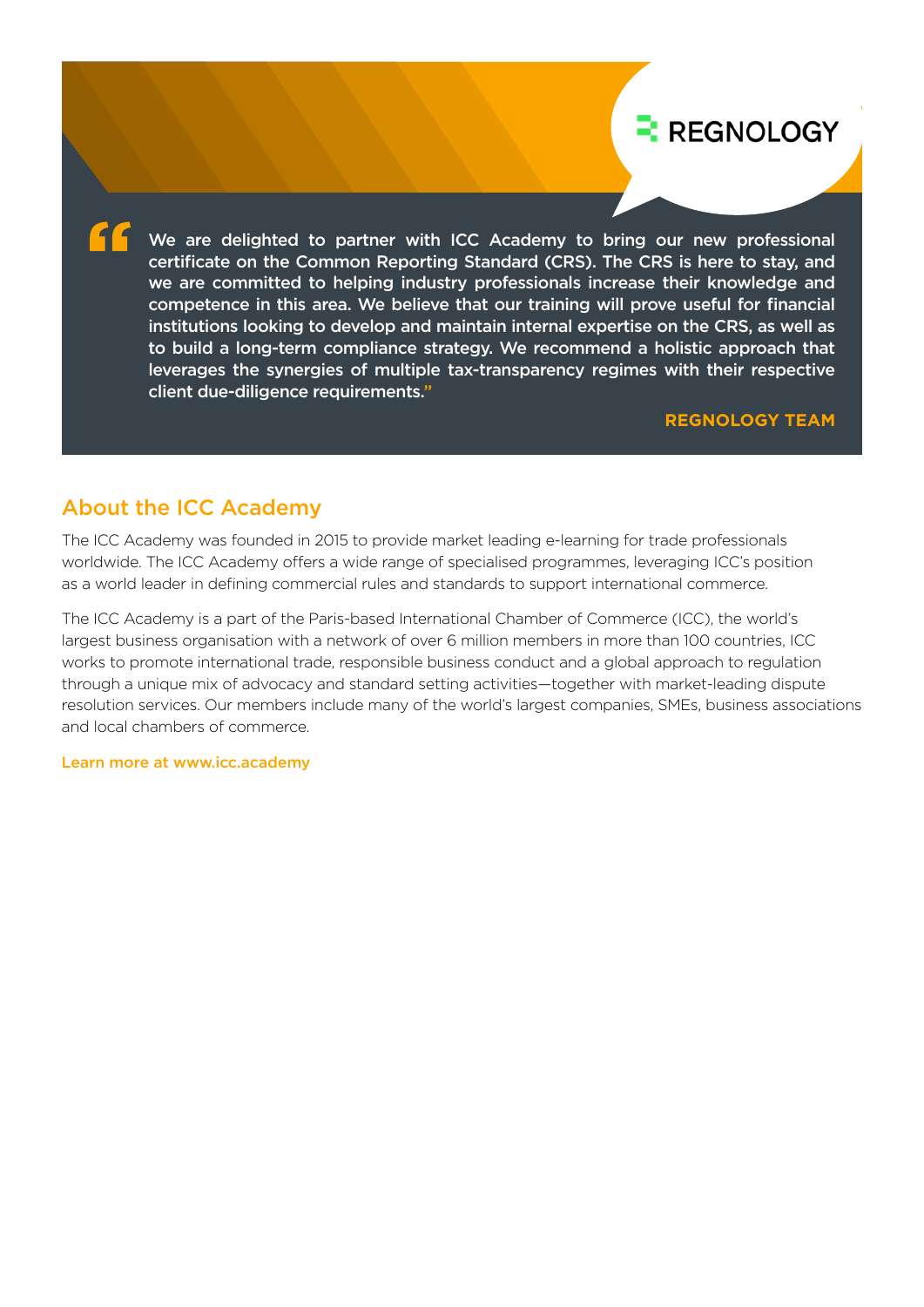REGNOLOGY

> "We are delighted to partner with ICC Academy to bring our new professional certificate on the Common Reporting Standard (CRS). The CRS is here to stay, and we are committed to helping industry professionals increase their knowledge and competence in this area. We believe that our training will prove useful for financial institutions looking to develop and maintain internal expertise on the CRS, as well as to build a long-term compliance strategy. We recommend a holistic approach that leverages the synergies of multiple tax-transparency regimes with their respective client due-diligence requirements."
>
> **REGNOLOGY TEAM**

## About the ICC Academy

The ICC Academy was founded in 2015 to provide market leading e-learning for trade professionals worldwide. The ICC Academy offers a wide range of specialised programmes, leveraging ICC's position as a world leader in defining commercial rules and standards to support international commerce.

The ICC Academy is a part of the Paris-based International Chamber of Commerce (ICC), the world's largest business organisation with a network of over 6 million members in more than 100 countries. ICC works to promote international trade, responsible business conduct and a global approach to regulation through a unique mix of advocacy and standard setting activities—together with market-leading dispute resolution services. Our members include many of the world's largest companies, SMEs, business associations and local chambers of commerce.

**Learn more at www.icc.academy**